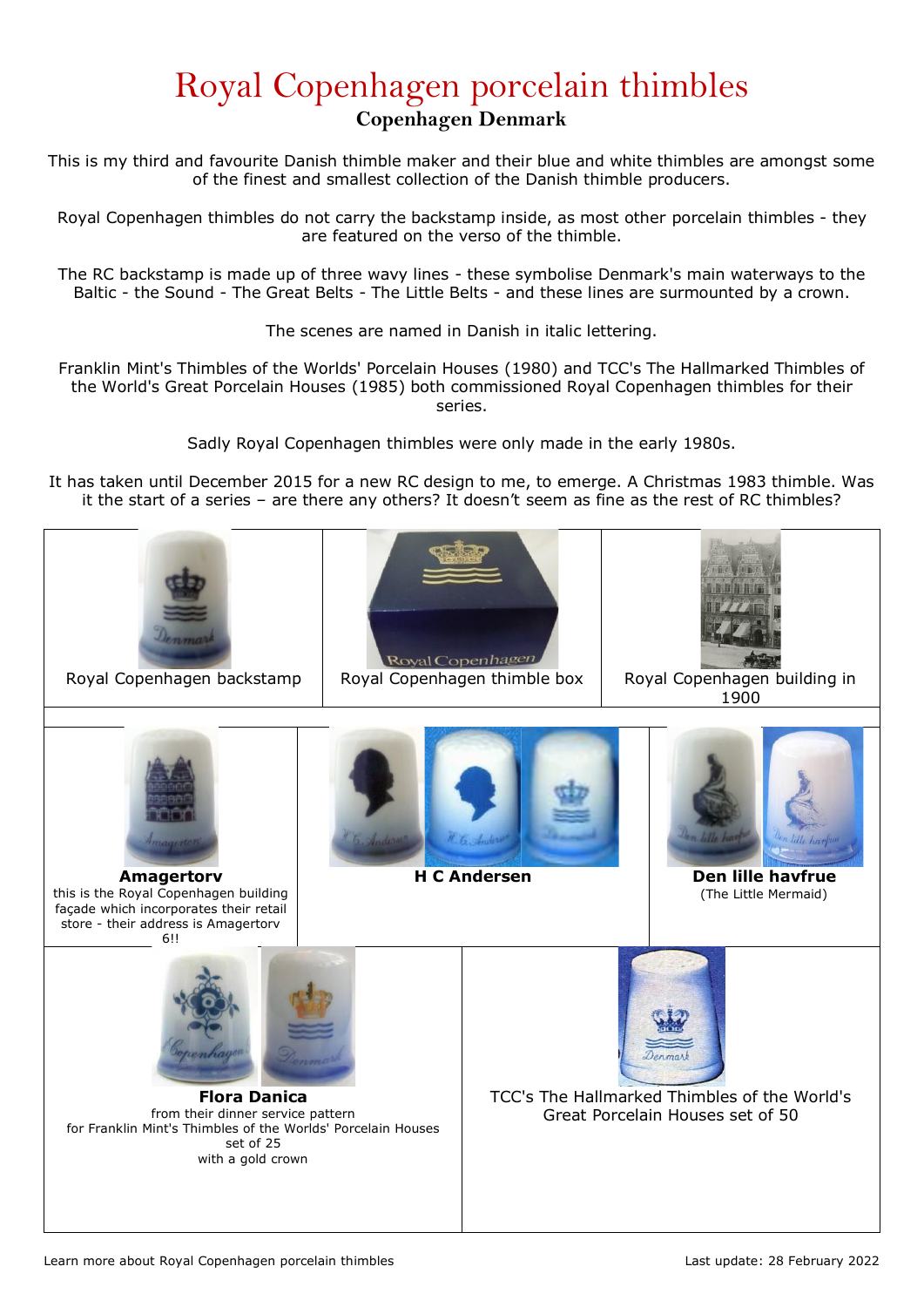# Royal Copenhagen porcelain thimbles

## Copenhagen Denmark

This is my third and favourite Danish thimble maker and their blue and white thimbles are amongst some of the finest and smallest collection of the Danish thimble producers.

Royal Copenhagen thimbles do not carry the backstamp inside, as most other porcelain thimbles - they are featured on the verso of the thimble.

The RC backstamp is made up of three wavy lines - these symbolise Denmark's main waterways to the Baltic - the Sound - The Great Belts - The Little Belts - and these lines are surmounted by a crown.

The scenes are named in Danish in italic lettering.

Franklin Mint's Thimbles of the Worlds' Porcelain Houses (1980) and TCC's The Hallmarked Thimbles of the World's Great Porcelain Houses (1985) both commissioned Royal Copenhagen thimbles for their series.

Sadly Royal Copenhagen thimbles were only made in the early 1980s.

It has taken until December 2015 for a new RC design to me, to emerge. A Christmas 1983 thimble. Was it the start of a series – are there any others? It doesn't seem as fine as the rest of RC thimbles?

| | | |
|---|---|---|
| Royal Copenhagen backstamp | Royal Copenhagen thimble box | Royal Copenhagen building in 1900 |
| **Amagertorv**<br>this is the Royal Copenhagen building façade which incorporates their retail store - their address is Amagertorv 6!! | **H C Andersen** | **Den lille havfrue**<br>(The Little Mermaid) |
| **Flora Danica**<br>from their dinner service pattern for Franklin Mint's Thimbles of the Worlds' Porcelain Houses set of 25 with a gold crown | TCC's The Hallmarked Thimbles of the World's Great Porcelain Houses set of 50 | |

Learn more about Royal Copenhagen porcelain thimbles

Last update: 28 February 2022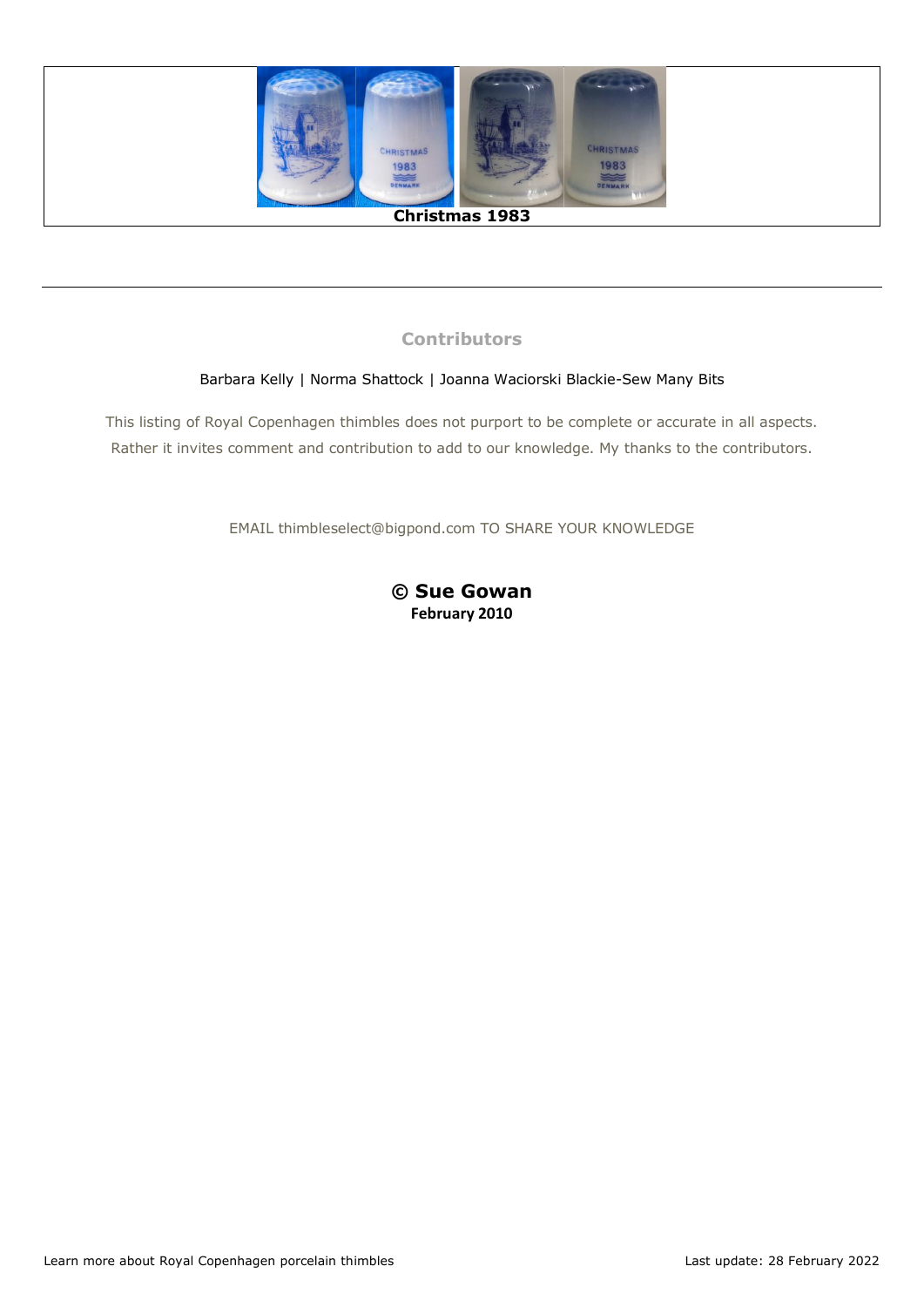Christmas 1983

---

## Contributors

Barbara Kelly | Norma Shattock | Joanna Waciorski Blackie-Sew Many Bits

This listing of Royal Copenhagen thimbles does not purport to be complete or accurate in all aspects. Rather it invites comment and contribution to add to our knowledge. My thanks to the contributors.

EMAIL thimbleselect@bigpond.com TO SHARE YOUR KNOWLEDGE

**© Sue Gowan**
**February 2010**